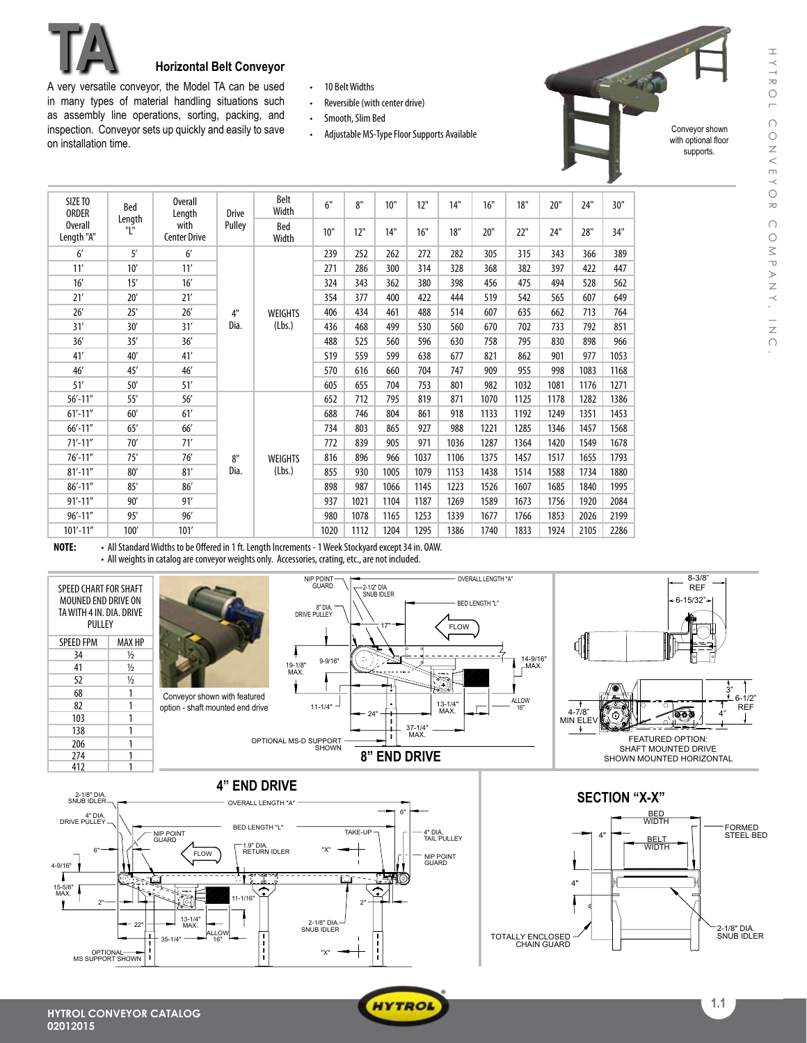# TA

## Horizontal Belt Conveyor

A very versatile conveyor, the Model TA can be used in many types of material handling situations such as assembly line operations, sorting, packing, and inspection. Conveyor sets up quickly and easily to save on installation time.

- 10 Belt Widths
- Reversible (with center drive)
- Smooth, Slim Bed
- Adjustable MS-Type Floor Supports Available

Conveyor shown with optional floor supports.

| SIZE TO ORDER Overall Length "A" | Bed Length "L" | Overall Length with Center Drive | Drive Pulley | Belt Width | 6" | 8" | 10" | 12" | 14" | 16" | 18" | 20" | 24" | 30" |
|---|---|---|---|---|---|---|---|---|---|---|---|---|---|---|
| | | | | Bed Width | 10" | 12" | 14" | 16" | 18" | 20" | 22" | 24" | 28" | 34" |
| 6′ | 5′ | 6′ | 4" Dia. | WEIGHTS (Lbs.) | 239 | 252 | 262 | 272 | 282 | 305 | 315 | 343 | 366 | 389 |
| 11′ | 10′ | 11′ | | | 271 | 286 | 300 | 314 | 328 | 368 | 382 | 397 | 422 | 447 |
| 16′ | 15′ | 16′ | | | 324 | 343 | 362 | 380 | 398 | 456 | 475 | 494 | 528 | 562 |
| 21′ | 20′ | 21′ | | | 354 | 377 | 400 | 422 | 444 | 519 | 542 | 565 | 607 | 649 |
| 26′ | 25′ | 26′ | | | 406 | 434 | 461 | 488 | 514 | 607 | 635 | 662 | 713 | 764 |
| 31′ | 30′ | 31′ | | | 436 | 468 | 499 | 530 | 560 | 670 | 702 | 733 | 792 | 851 |
| 36′ | 35′ | 36′ | | | 488 | 525 | 560 | 596 | 630 | 758 | 795 | 830 | 898 | 966 |
| 41′ | 40′ | 41′ | | | 519 | 559 | 599 | 638 | 677 | 821 | 862 | 901 | 977 | 1053 |
| 46′ | 45′ | 46′ | | | 570 | 616 | 660 | 704 | 747 | 909 | 955 | 998 | 1083 | 1168 |
| 51′ | 50′ | 51′ | | | 605 | 655 | 704 | 753 | 801 | 982 | 1032 | 1081 | 1176 | 1271 |
| 56′-11″ | 55′ | 56′ | 8" Dia. | WEIGHTS (Lbs.) | 652 | 712 | 795 | 819 | 871 | 1070 | 1125 | 1178 | 1282 | 1386 |
| 61′-11″ | 60′ | 61′ | | | 688 | 746 | 804 | 861 | 918 | 1133 | 1192 | 1249 | 1351 | 1453 |
| 66′-11″ | 65′ | 66′ | | | 734 | 803 | 865 | 927 | 988 | 1221 | 1285 | 1346 | 1457 | 1568 |
| 71′-11″ | 70′ | 71′ | | | 772 | 839 | 905 | 971 | 1036 | 1287 | 1364 | 1420 | 1549 | 1678 |
| 76′-11″ | 75′ | 76′ | | | 816 | 896 | 966 | 1037 | 1106 | 1375 | 1457 | 1517 | 1655 | 1793 |
| 81′-11″ | 80′ | 81′ | | | 855 | 930 | 1005 | 1079 | 1153 | 1438 | 1514 | 1588 | 1734 | 1880 |
| 86′-11″ | 85′ | 86′ | | | 898 | 987 | 1066 | 1145 | 1223 | 1526 | 1607 | 1685 | 1840 | 1995 |
| 91′-11″ | 90′ | 91′ | | | 937 | 1021 | 1104 | 1187 | 1269 | 1589 | 1673 | 1756 | 1920 | 2084 |
| 96′-11″ | 95′ | 96′ | | | 980 | 1078 | 1165 | 1253 | 1339 | 1677 | 1766 | 1853 | 2026 | 2199 |
| 101′-11″ | 100′ | 101′ | | | 1020 | 1112 | 1204 | 1295 | 1386 | 1740 | 1833 | 1924 | 2105 | 2286 |

**NOTE:**
- All Standard Widths to be Offered in 1 ft. Length Increments - 1 Week Stockyard except 34 in. OAW.
- All weights in catalog are conveyor weights only. Accessories, crating, etc., are not included.

| SPEED CHART FOR SHAFT MOUNTED END DRIVE ON TA WITH 4 IN. DIA. DRIVE PULLEY | |
|---|---|
| SPEED FPM | MAX HP |
| 34 | ½ |
| 41 | ½ |
| 52 | ½ |
| 68 | 1 |
| 82 | 1 |
| 103 | 1 |
| 138 | 1 |
| 206 | 1 |
| 274 | 1 |
| 412 | 1 |

Conveyor shown with featured option - shaft mounted end drive

## 8" END DRIVE

NIP POINT GUARD, 2-1/2" DIA. SNUB IDLER, OVERALL LENGTH "A", BED LENGTH "L", 8" DIA. DRIVE PULLEY, 17", FLOW, 9-9/16", 19-1/8" MAX., 14-9/16" MAX., 11-1/4", 24", 13-1/4" MAX., ALLOW 16", 37-1/4" MAX., OPTIONAL MS-D SUPPORT SHOWN

FEATURED OPTION: SHAFT MOUNTED DRIVE SHOWN MOUNTED HORIZONTAL

8-3/8" REF, 6-15/32", 3", 6-1/2" REF, 4", 4-7/8" MIN ELEV

## 4" END DRIVE

2-1/8" DIA. SNUB IDLER, 4" DIA. DRIVE PULLEY, OVERALL LENGTH "A", 6", BED LENGTH "L", TAKE-UP, 4" DIA. TAIL PULLEY, NIP POINT GUARD, 1.9" DIA. RETURN IDLER, "X", FLOW, NIP POINT GUARD, 6", 4-9/16", 15-5/8" MAX., 2", 11-1/16", 2", 22", 13-1/4" MAX., ALLOW 16", 35-1/4", 2-1/8" DIA. SNUB IDLER, "X", OPTIONAL MS SUPPORT SHOWN

## SECTION "X-X"

BED WIDTH, BELT WIDTH, 4", FORMED STEEL BED, 4", TOTALLY ENCLOSED CHAIN GUARD, 2-1/8" DIA. SNUB IDLER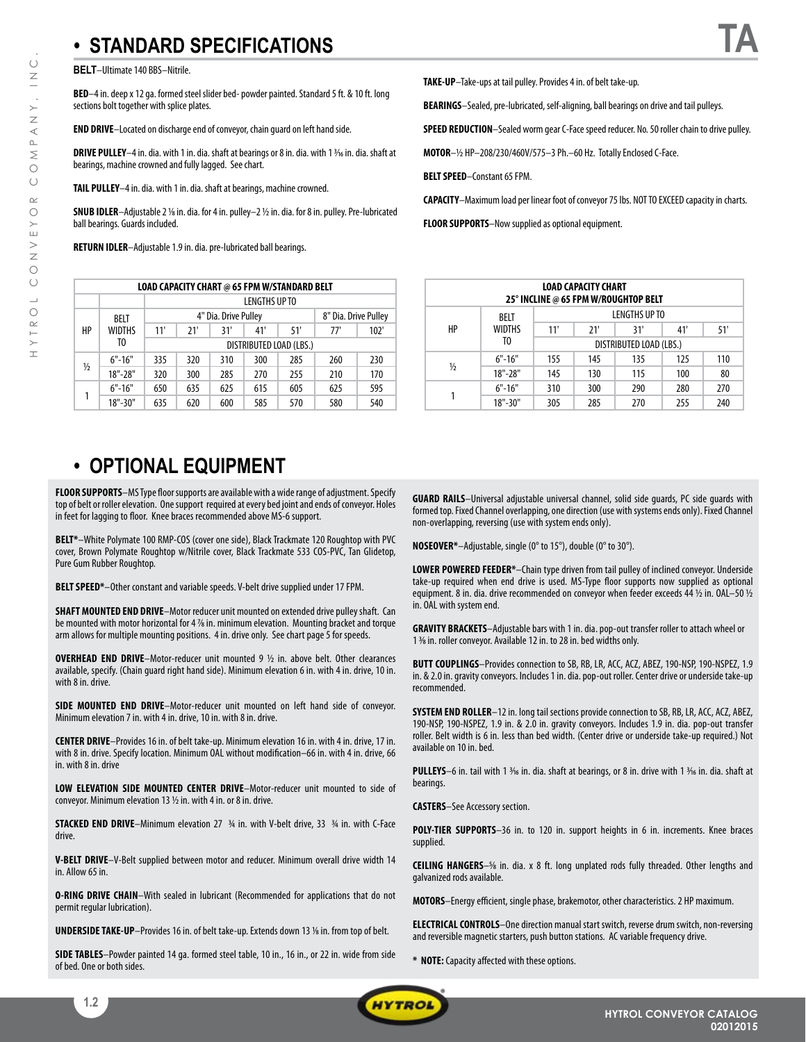# • STANDARD SPECIFICATIONS

**TA**

**BELT**–Ultimate 140 BBS–Nitrile.

**BED**–4 in. deep x 12 ga. formed steel slider bed- powder painted. Standard 5 ft. & 10 ft. long sections bolt together with splice plates.

**END DRIVE**–Located on discharge end of conveyor, chain guard on left hand side.

**DRIVE PULLEY**–4 in. dia. with 1 in. dia. shaft at bearings or 8 in. dia. with 1 3⁄16 in. dia. shaft at bearings, machine crowned and fully lagged. See chart.

**TAIL PULLEY**–4 in. dia. with 1 in. dia. shaft at bearings, machine crowned.

**SNUB IDLER**–Adjustable 2 1⁄8 in. dia. for 4 in. pulley–2 1⁄2 in. dia. for 8 in. pulley. Pre-lubricated ball bearings. Guards included.

**RETURN IDLER**–Adjustable 1.9 in. dia. pre-lubricated ball bearings.

**TAKE-UP**–Take-ups at tail pulley. Provides 4 in. of belt take-up.

**BEARINGS**–Sealed, pre-lubricated, self-aligning, ball bearings on drive and tail pulleys.

**SPEED REDUCTION**–Sealed worm gear C-Face speed reducer. No. 50 roller chain to drive pulley.

**MOTOR**–½ HP–208/230/460V/575–3 Ph.–60 Hz. Totally Enclosed C-Face.

**BELT SPEED**–Constant 65 FPM.

**CAPACITY**–Maximum load per linear foot of conveyor 75 lbs. NOT TO EXCEED capacity in charts.

**FLOOR SUPPORTS**–Now supplied as optional equipment.

**LOAD CAPACITY CHART @ 65 FPM W/STANDARD BELT**

| HP | BELT WIDTHS TO | LENGTHS UP TO | | | | | | |
|---|---|---|---|---|---|---|---|---|
| | | 4" Dia. Drive Pulley | | | | | 8" Dia. Drive Pulley | |
| | | 11' | 21' | 31' | 41' | 51' | 77' | 102' |
| | | DISTRIBUTED LOAD (LBS.) | | | | | | |
| ½ | 6"-16" | 335 | 320 | 310 | 300 | 285 | 260 | 230 |
| | 18"-28" | 320 | 300 | 285 | 270 | 255 | 210 | 170 |
| 1 | 6"-16" | 650 | 635 | 625 | 615 | 605 | 625 | 595 |
| | 18"-30" | 635 | 620 | 600 | 585 | 570 | 580 | 540 |

**LOAD CAPACITY CHART 25° INCLINE @ 65 FPM W/ROUGHTOP BELT**

| HP | BELT WIDTHS TO | LENGTHS UP TO | | | | |
|---|---|---|---|---|---|---|
| | | 11' | 21' | 31' | 41' | 51' |
| | | DISTRIBUTED LOAD (LBS.) | | | | |
| ½ | 6"-16" | 155 | 145 | 135 | 125 | 110 |
| | 18"-28" | 145 | 130 | 115 | 100 | 80 |
| 1 | 6"-16" | 310 | 300 | 290 | 280 | 270 |
| | 18"-30" | 305 | 285 | 270 | 255 | 240 |

# • OPTIONAL EQUIPMENT

**FLOOR SUPPORTS**–MS Type floor supports are available with a wide range of adjustment. Specify top of belt or roller elevation. One support required at every bed joint and ends of conveyor. Holes in feet for lagging to floor. Knee braces recommended above MS-6 support.

**BELT***–White Polymate 100 RMP-COS (cover one side), Black Trackmate 120 Roughtop with PVC cover, Brown Polymate Roughtop w/Nitrile cover, Black Trackmate 533 COS-PVC, Tan Glidetop, Pure Gum Rubber Roughtop.

**BELT SPEED***–Other constant and variable speeds. V-belt drive supplied under 17 FPM.

**SHAFT MOUNTED END DRIVE**–Motor reducer unit mounted on extended drive pulley shaft. Can be mounted with motor horizontal for 4 7⁄8 in. minimum elevation. Mounting bracket and torque arm allows for multiple mounting positions. 4 in. drive only. See chart page 5 for speeds.

**OVERHEAD END DRIVE**–Motor-reducer unit mounted 9 ½ in. above belt. Other clearances available, specify. (Chain guard right hand side). Minimum elevation 6 in. with 4 in. drive, 10 in. with 8 in. drive.

**SIDE MOUNTED END DRIVE**–Motor-reducer unit mounted on left hand side of conveyor. Minimum elevation 7 in. with 4 in. drive, 10 in. with 8 in. drive.

**CENTER DRIVE**–Provides 16 in. of belt take-up. Minimum elevation 16 in. with 4 in. drive, 17 in. with 8 in. drive. Specify location. Minimum OAL without modification–66 in. with 4 in. drive, 66 in. with 8 in. drive

**LOW ELEVATION SIDE MOUNTED CENTER DRIVE**–Motor-reducer unit mounted to side of conveyor. Minimum elevation 13 ½ in. with 4 in. or 8 in. drive.

**STACKED END DRIVE**–Minimum elevation 27 ¾ in. with V-belt drive, 33 ¾ in. with C-Face drive.

**V-BELT DRIVE**–V-Belt supplied between motor and reducer. Minimum overall drive width 14 in. Allow 65 in.

**O-RING DRIVE CHAIN**–With sealed in lubricant (Recommended for applications that do not permit regular lubrication).

**UNDERSIDE TAKE-UP**–Provides 16 in. of belt take-up. Extends down 13 1⁄8 in. from top of belt.

**SIDE TABLES**–Powder painted 14 ga. formed steel table, 10 in., 16 in., or 22 in. wide from side of bed. One or both sides.

**GUARD RAILS**–Universal adjustable universal channel, solid side guards, PC side guards with formed top. Fixed Channel overlapping, one direction (use with systems ends only). Fixed Channel non-overlapping, reversing (use with system ends only).

**NOSEOVER***–Adjustable, single (0° to 15°), double (0° to 30°).

**LOWER POWERED FEEDER***–Chain type driven from tail pulley of inclined conveyor. Underside take-up required when end drive is used. MS-Type floor supports now supplied as optional equipment. 8 in. dia. drive recommended on conveyor when feeder exceeds 44 ½ in. OAL–50 ½ in. OAL with system end.

**GRAVITY BRACKETS**–Adjustable bars with 1 in. dia. pop-out transfer roller to attach wheel or 1 3⁄8 in. roller conveyor. Available 12 in. to 28 in. bed widths only.

**BUTT COUPLINGS**–Provides connection to SB, RB, LR, ACC, ACZ, ABEZ, 190-NSP, 190-NSPEZ, 1.9 in. & 2.0 in. gravity conveyors. Includes 1 in. dia. pop-out roller. Center drive or underside take-up recommended.

**SYSTEM END ROLLER**–12 in. long tail sections provide connection to SB, RB, LR, ACC, ACZ, ABEZ, 190-NSP, 190-NSPEZ, 1.9 in. & 2.0 in. gravity conveyors. Includes 1.9 in. dia. pop-out transfer roller. Belt width is 6 in. less than bed width. (Center drive or underside take-up required.) Not available on 10 in. bed.

**PULLEYS**–6 in. tail with 1 3⁄16 in. dia. shaft at bearings, or 8 in. drive with 1 3⁄16 in. dia. shaft at bearings.

**CASTERS**–See Accessory section.

**POLY-TIER SUPPORTS**–36 in. to 120 in. support heights in 6 in. increments. Knee braces supplied.

**CEILING HANGERS**–5⁄8 in. dia. x 8 ft. long unplated rods fully threaded. Other lengths and galvanized rods available.

**MOTORS**–Energy efficient, single phase, brakemotor, other characteristics. 2 HP maximum.

**ELECTRICAL CONTROLS**–One direction manual start switch, reverse drum switch, non-reversing and reversible magnetic starters, push button stations. AC variable frequency drive.

\* **NOTE:** Capacity affected with these options.